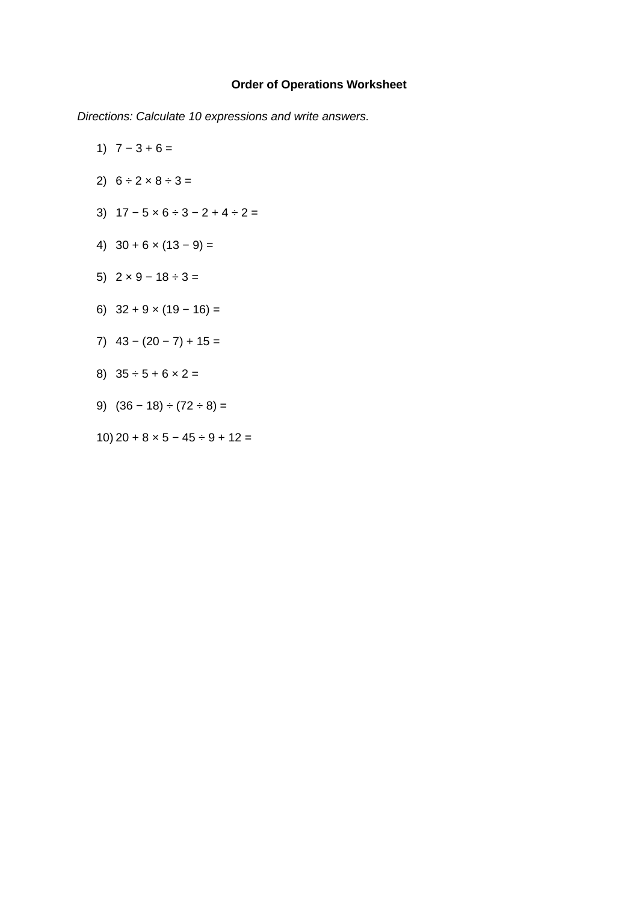# Order of Operations Worksheet

*Directions: Calculate 10 expressions and write answers.*

1) $7 - 3 + 6 =$
2) $6 \div 2 \times 8 \div 3 =$
3) $17 - 5 \times 6 \div 3 - 2 + 4 \div 2 =$
4) $30 + 6 \times (13 - 9) =$
5) $2 \times 9 - 18 \div 3 =$
6) $32 + 9 \times (19 - 16) =$
7) $43 - (20 - 7) + 15 =$
8) $35 \div 5 + 6 \times 2 =$
9) $(36 - 18) \div (72 \div 8) =$
10) $20 + 8 \times 5 - 45 \div 9 + 12 =$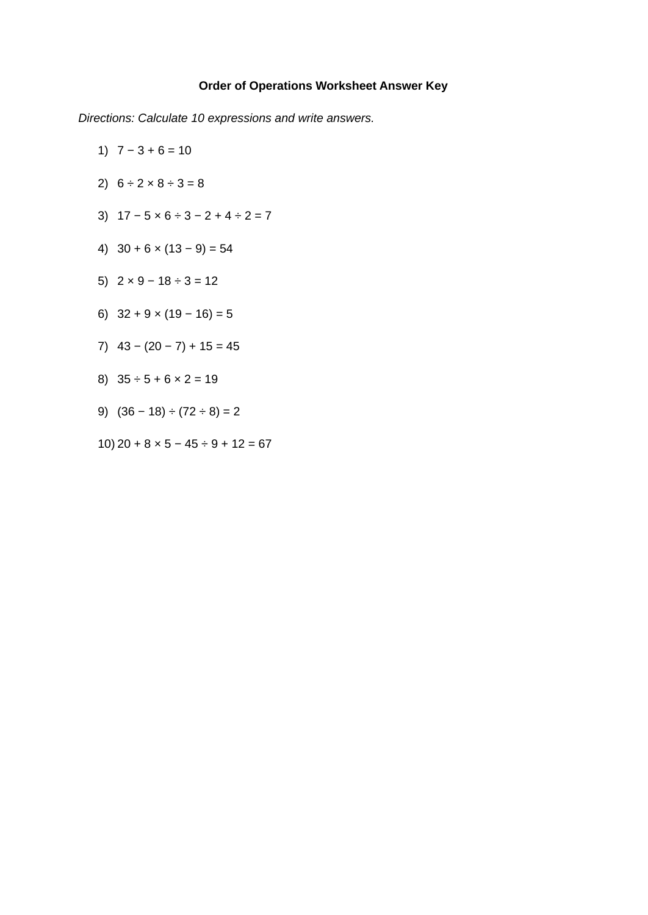**Order of Operations Worksheet Answer Key**

*Directions: Calculate 10 expressions and write answers.*

1) $7 - 3 + 6 = 10$
2) $6 \div 2 \times 8 \div 3 = 8$
3) $17 - 5 \times 6 \div 3 - 2 + 4 \div 2 = 7$
4) $30 + 6 \times (13 - 9) = 54$
5) $2 \times 9 - 18 \div 3 = 12$
6) $32 + 9 \times (19 - 16) = 5$
7) $43 - (20 - 7) + 15 = 45$
8) $35 \div 5 + 6 \times 2 = 19$
9) $(36 - 18) \div (72 \div 8) = 2$
10) $20 + 8 \times 5 - 45 \div 9 + 12 = 67$